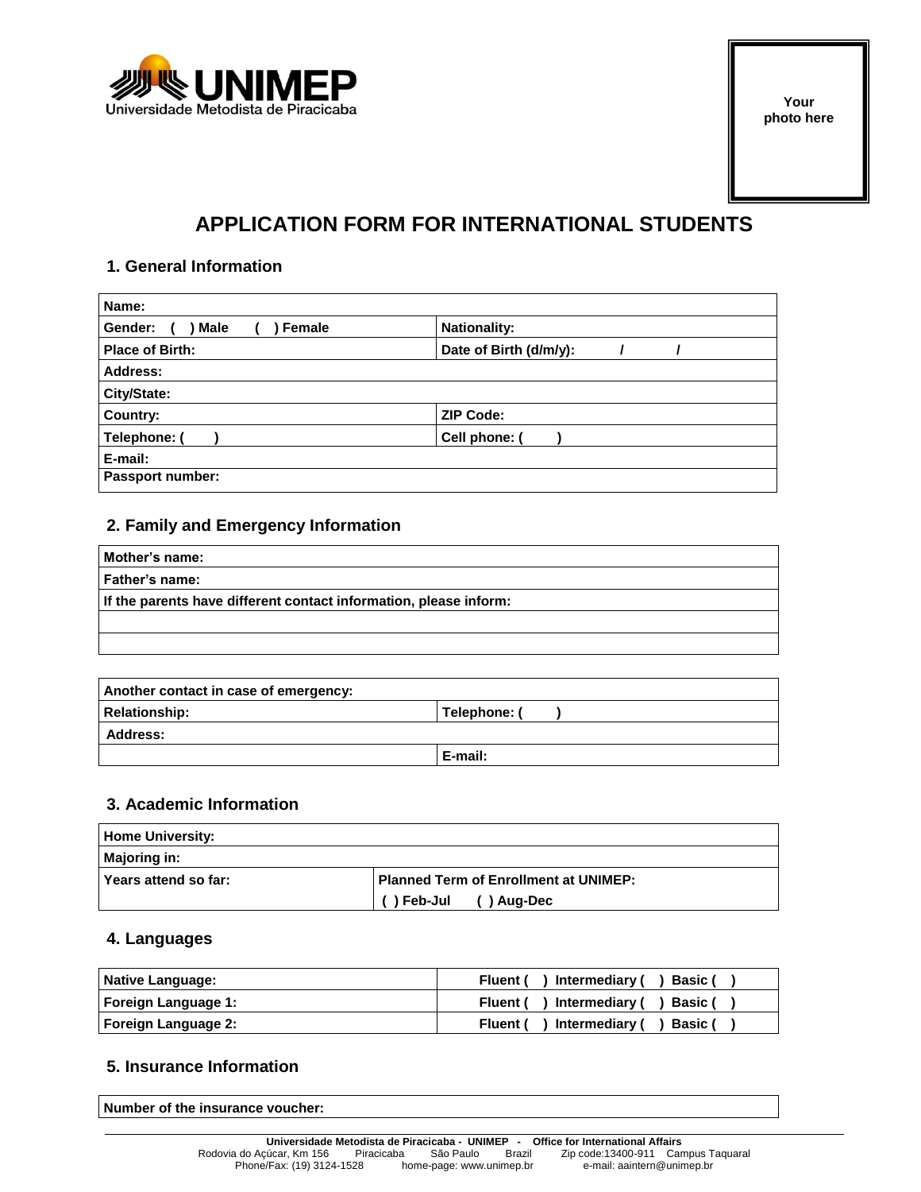UNIMEP
Universidade Metodista de Piracicaba

Your photo here

# APPLICATION FORM FOR INTERNATIONAL STUDENTS

## 1. General Information

| **Name:** | |
|---|---|
| **Gender: ( ) Male ( ) Female** | **Nationality:** |
| **Place of Birth:** | **Date of Birth (d/m/y): / /** |
| **Address:** | |
| **City/State:** | |
| **Country:** | **ZIP Code:** |
| **Telephone: ( )** | **Cell phone: ( )** |
| **E-mail:** | |
| **Passport number:** | |

## 2. Family and Emergency Information

| **Mother's name:** |
|---|
| **Father's name:** |
| **If the parents have different contact information, please inform:** |
| |
| |

| **Another contact in case of emergency:** | |
|---|---|
| **Relationship:** | **Telephone: ( )** |
| **Address:** | |
| | **E-mail:** |

## 3. Academic Information

| **Home University:** | |
|---|---|
| **Majoring in:** | |
| **Years attend so far:** | **Planned Term of Enrollment at UNIMEP:** ( ) Feb-Jul ( ) Aug-Dec |

## 4. Languages

| **Native Language:** | **Fluent ( ) Intermediary ( ) Basic ( )** |
|---|---|
| **Foreign Language 1:** | **Fluent ( ) Intermediary ( ) Basic ( )** |
| **Foreign Language 2:** | **Fluent ( ) Intermediary ( ) Basic ( )** |

## 5. Insurance Information

| **Number of the insurance voucher:** |
|---|

**Universidade Metodista de Piracicaba - UNIMEP - Office for International Affairs**
Rodovia do Açúcar, Km 156 Piracicaba São Paulo Brazil Zip code:13400-911 Campus Taquaral
Phone/Fax: (19) 3124-1528 home-page: www.unimep.br e-mail: aaintern@unimep.br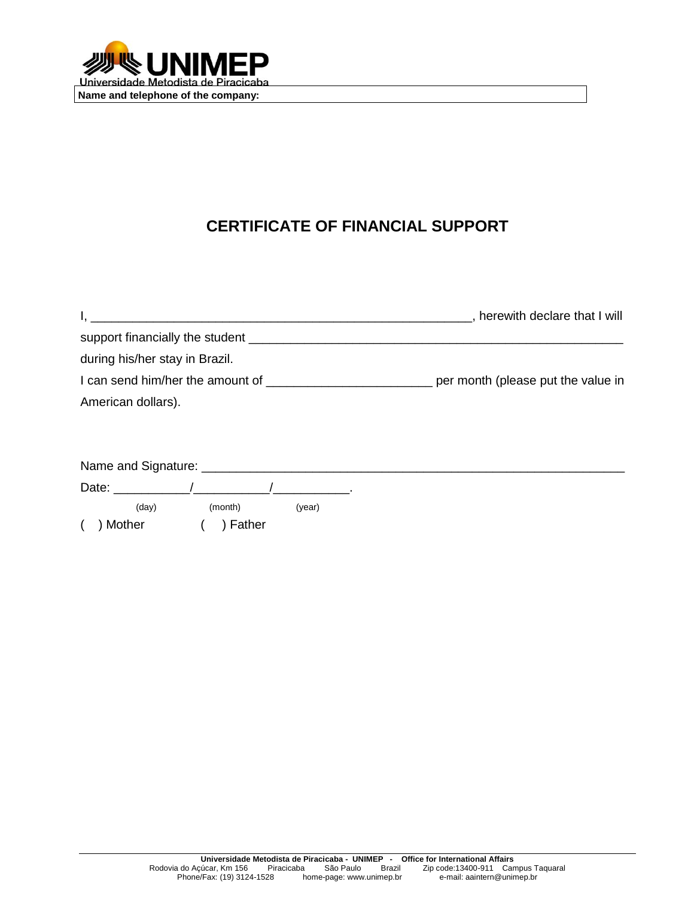UNIMEP

Universidade Metodista de Piracicaba

| Name and telephone of the company: |
|---|

# CERTIFICATE OF FINANCIAL SUPPORT

I, ______________________________________________________, herewith declare that I will support financially the student ______________________________________________________ during his/her stay in Brazil.

I can send him/her the amount of _______________________ per month (please put the value in American dollars).

Name and Signature: ____________________________________________________________

Date: ___________/___________/___________.

(day) (month) (year)

( ) Mother ( ) Father

**Universidade Metodista de Piracicaba - UNIMEP - Office for International Affairs**
Rodovia do Açúcar, Km 156 Piracicaba São Paulo Brazil Zip code:13400-911 Campus Taquaral
Phone/Fax: (19) 3124-1528 home-page: www.unimep.br e-mail: aaintern@unimep.br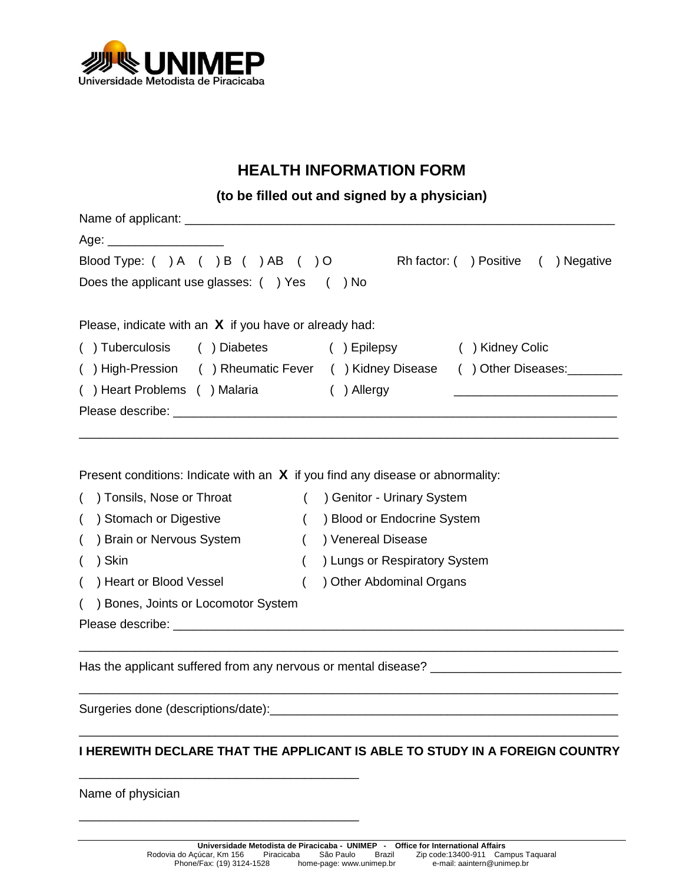Universidade Metodista de Piracicaba

## HEALTH INFORMATION FORM

**(to be filled out and signed by a physician)**

Name of applicant: ___________________________________________________________________

Age: ________________

Blood Type: ( ) A ( ) B ( ) AB ( ) O Rh factor: ( ) Positive ( ) Negative

Does the applicant use glasses: ( ) Yes ( ) No

Please, indicate with an **X** if you have or already had:

( ) Tuberculosis ( ) Diabetes ( ) Epilepsy ( ) Kidney Colic

( ) High-Pression ( ) Rheumatic Fever ( ) Kidney Disease ( ) Other Diseases:________

( ) Heart Problems ( ) Malaria ( ) Allergy ________________________

Please describe: _______________________________________________________________

_______________________________________________________________________________

Present conditions: Indicate with an **X** if you find any disease or abnormality:

( ) Tonsils, Nose or Throat ( ) Genitor - Urinary System

( ) Stomach or Digestive ( ) Blood or Endocrine System

( ) Brain or Nervous System ( ) Venereal Disease

( ) Skin ( ) Lungs or Respiratory System

( ) Heart or Blood Vessel ( ) Other Abdominal Organs

( ) Bones, Joints or Locomotor System

Please describe: _______________________________________________________________

_______________________________________________________________________________

Has the applicant suffered from any nervous or mental disease? ___________________________

_______________________________________________________________________________

Surgeries done (descriptions/date):_________________________________________________

_______________________________________________________________________________

**I HEREWITH DECLARE THAT THE APPLICANT IS ABLE TO STUDY IN A FOREIGN COUNTRY**

_______________________________________

Name of physician

_______________________________________

**Universidade Metodista de Piracicaba - UNIMEP - Office for International Affairs**
Rodovia do Açúcar, Km 156 Piracicaba São Paulo Brazil Zip code:13400-911 Campus Taquaral
Phone/Fax: (19) 3124-1528 home-page: www.unimep.br e-mail: aaintern@unimep.br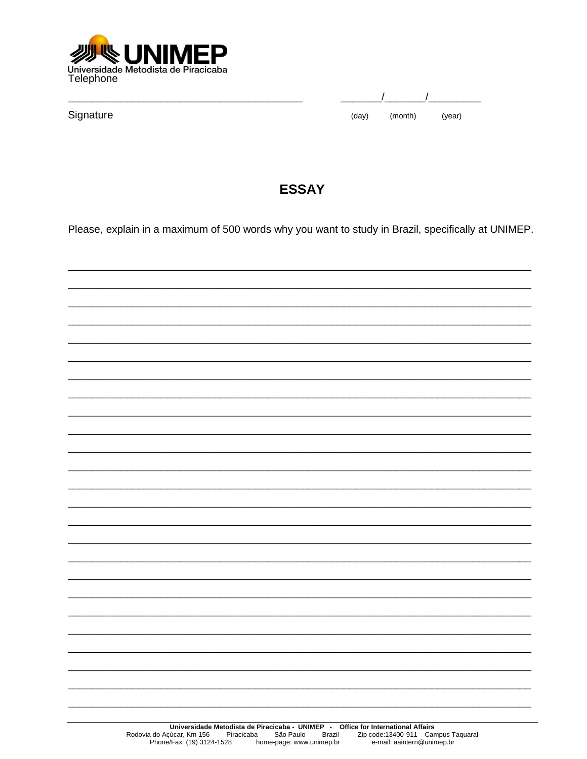Telephone

_______________________________________ _______/_______/_________

Signature (day) (month) (year)

## ESSAY

Please, explain in a maximum of 500 words why you want to study in Brazil, specifically at UNIMEP.

___________________________________________________________________________

___________________________________________________________________________

___________________________________________________________________________

___________________________________________________________________________

___________________________________________________________________________

___________________________________________________________________________

___________________________________________________________________________

___________________________________________________________________________

___________________________________________________________________________

___________________________________________________________________________

___________________________________________________________________________

___________________________________________________________________________

___________________________________________________________________________

___________________________________________________________________________

___________________________________________________________________________

___________________________________________________________________________

___________________________________________________________________________

___________________________________________________________________________

___________________________________________________________________________

___________________________________________________________________________

___________________________________________________________________________

___________________________________________________________________________

___________________________________________________________________________

___________________________________________________________________________

___________________________________________________________________________